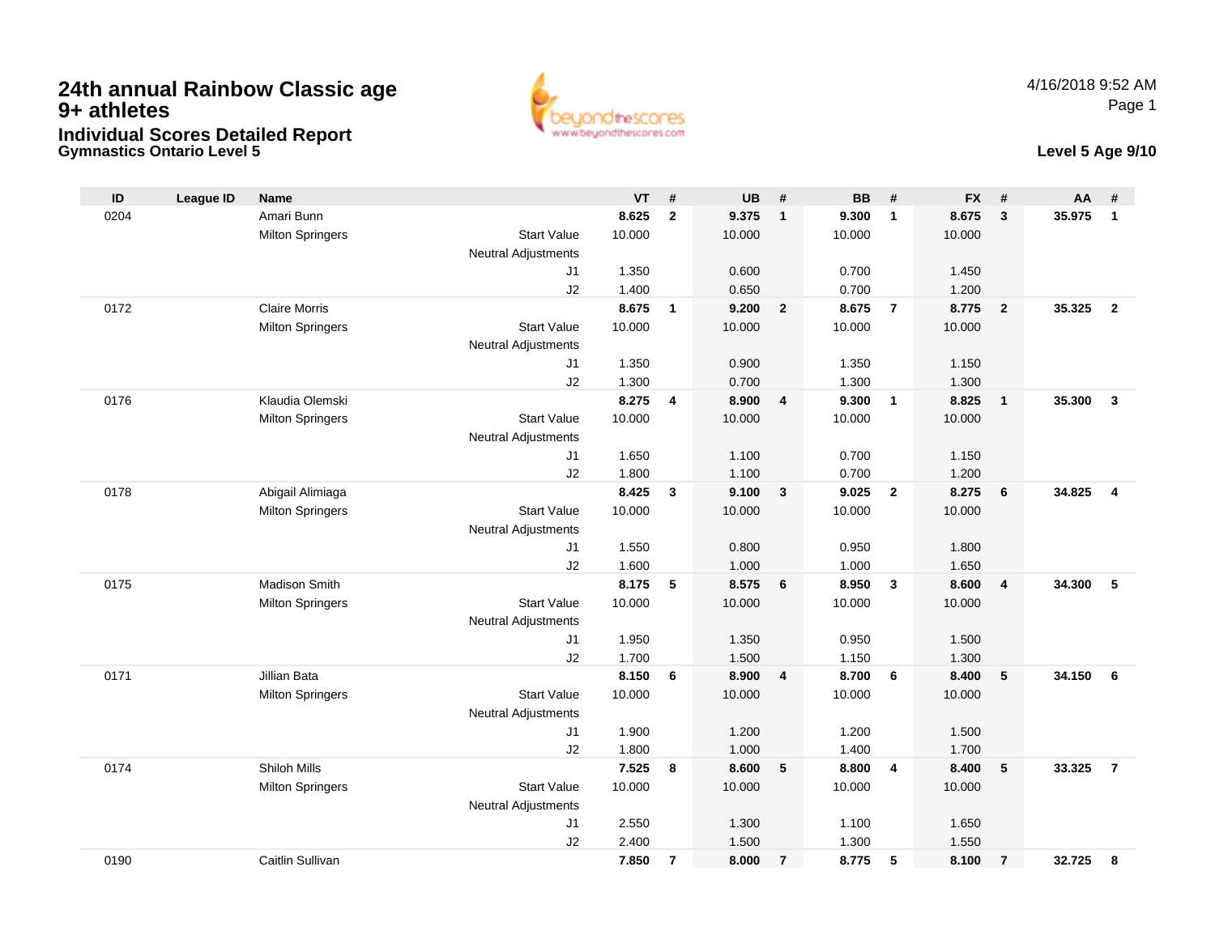# 24th annual Rainbow Classic age 9+ athletes

## Individual Scores Detailed Report

### Gymnastics Ontario Level 5

4/16/2018 9:52 AM

**Level 5 Age 9/10**

| ID | League ID | Name | | VT | # | UB | # | BB | # | FX | # | AA | # |
|---|---|---|---|---|---|---|---|---|---|---|---|---|---|
| 0204 | | Amari Bunn | | **8.625** | **2** | **9.375** | **1** | **9.300** | **1** | **8.675** | **3** | **35.975** | **1** |
| | | Milton Springers | Start Value | 10.000 | | 10.000 | | 10.000 | | 10.000 | | | |
| | | | Neutral Adjustments | | | | | | | | | | |
| | | | J1 | 1.350 | | 0.600 | | 0.700 | | 1.450 | | | |
| | | | J2 | 1.400 | | 0.650 | | 0.700 | | 1.200 | | | |
| 0172 | | Claire Morris | | **8.675** | **1** | **9.200** | **2** | **8.675** | **7** | **8.775** | **2** | **35.325** | **2** |
| | | Milton Springers | Start Value | 10.000 | | 10.000 | | 10.000 | | 10.000 | | | |
| | | | Neutral Adjustments | | | | | | | | | | |
| | | | J1 | 1.350 | | 0.900 | | 1.350 | | 1.150 | | | |
| | | | J2 | 1.300 | | 0.700 | | 1.300 | | 1.300 | | | |
| 0176 | | Klaudia Olemski | | **8.275** | **4** | **8.900** | **4** | **9.300** | **1** | **8.825** | **1** | **35.300** | **3** |
| | | Milton Springers | Start Value | 10.000 | | 10.000 | | 10.000 | | 10.000 | | | |
| | | | Neutral Adjustments | | | | | | | | | | |
| | | | J1 | 1.650 | | 1.100 | | 0.700 | | 1.150 | | | |
| | | | J2 | 1.800 | | 1.100 | | 0.700 | | 1.200 | | | |
| 0178 | | Abigail Alimiaga | | **8.425** | **3** | **9.100** | **3** | **9.025** | **2** | **8.275** | **6** | **34.825** | **4** |
| | | Milton Springers | Start Value | 10.000 | | 10.000 | | 10.000 | | 10.000 | | | |
| | | | Neutral Adjustments | | | | | | | | | | |
| | | | J1 | 1.550 | | 0.800 | | 0.950 | | 1.800 | | | |
| | | | J2 | 1.600 | | 1.000 | | 1.000 | | 1.650 | | | |
| 0175 | | Madison Smith | | **8.175** | **5** | **8.575** | **6** | **8.950** | **3** | **8.600** | **4** | **34.300** | **5** |
| | | Milton Springers | Start Value | 10.000 | | 10.000 | | 10.000 | | 10.000 | | | |
| | | | Neutral Adjustments | | | | | | | | | | |
| | | | J1 | 1.950 | | 1.350 | | 0.950 | | 1.500 | | | |
| | | | J2 | 1.700 | | 1.500 | | 1.150 | | 1.300 | | | |
| 0171 | | Jillian Bata | | **8.150** | **6** | **8.900** | **4** | **8.700** | **6** | **8.400** | **5** | **34.150** | **6** |
| | | Milton Springers | Start Value | 10.000 | | 10.000 | | 10.000 | | 10.000 | | | |
| | | | Neutral Adjustments | | | | | | | | | | |
| | | | J1 | 1.900 | | 1.200 | | 1.200 | | 1.500 | | | |
| | | | J2 | 1.800 | | 1.000 | | 1.400 | | 1.700 | | | |
| 0174 | | Shiloh Mills | | **7.525** | **8** | **8.600** | **5** | **8.800** | **4** | **8.400** | **5** | **33.325** | **7** |
| | | Milton Springers | Start Value | 10.000 | | 10.000 | | 10.000 | | 10.000 | | | |
| | | | Neutral Adjustments | | | | | | | | | | |
| | | | J1 | 2.550 | | 1.300 | | 1.100 | | 1.650 | | | |
| | | | J2 | 2.400 | | 1.500 | | 1.300 | | 1.550 | | | |
| 0190 | | Caitlin Sullivan | | **7.850** | **7** | **8.000** | **7** | **8.775** | **5** | **8.100** | **7** | **32.725** | **8** |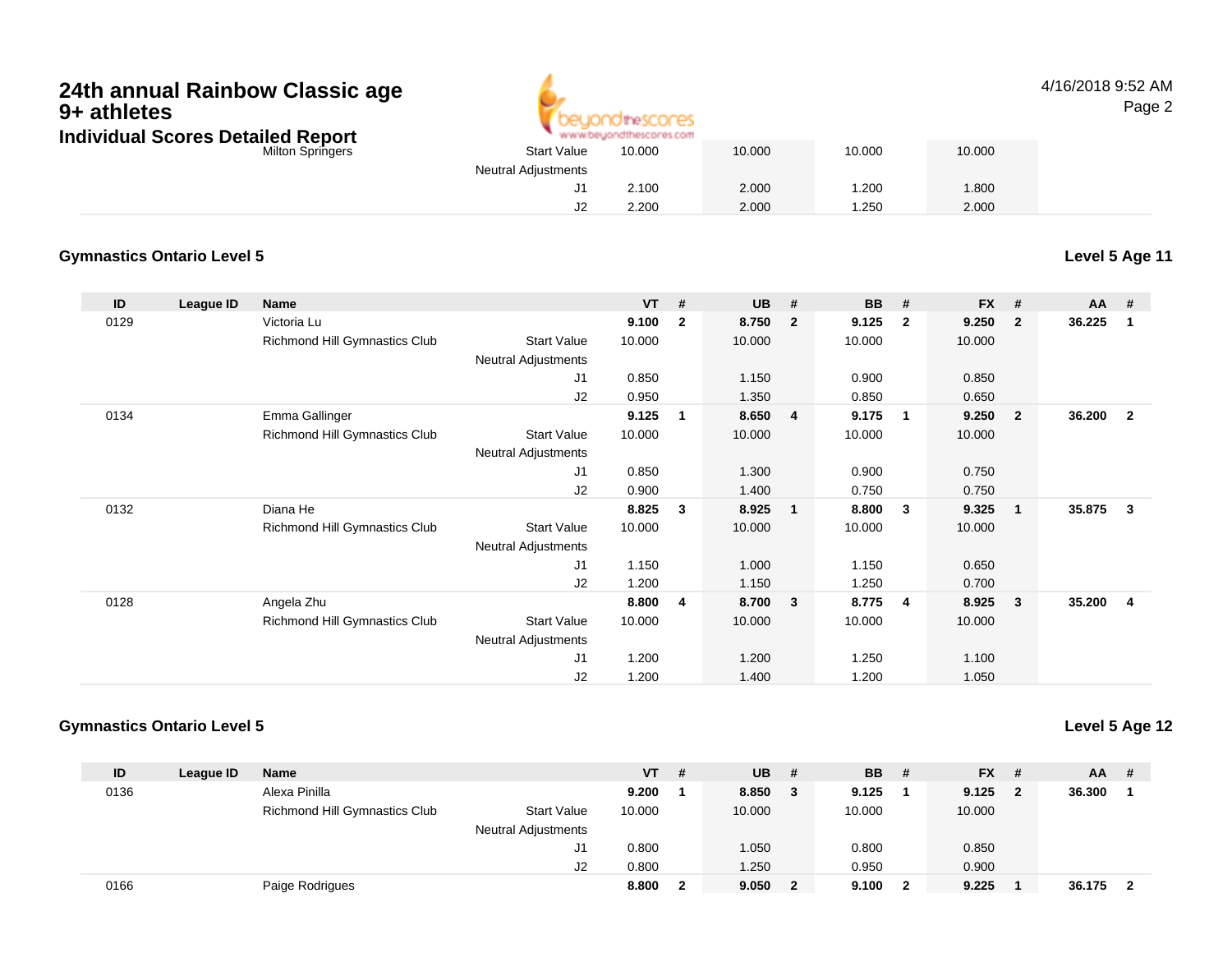| ID | League ID | Name | | VT | # | UB | # | BB | # | FX | # | AA | # |
|---|---|---|---|---|---|---|---|---|---|---|---|---|---|
| | | Milton Springers | Start Value | 10.000 | | 10.000 | | 10.000 | | 10.000 | | | |
| | | | Neutral Adjustments | | | | | | | | | | |
| | | | J1 | 2.100 | | 2.000 | | 1.200 | | 1.800 | | | |
| | | | J2 | 2.200 | | 2.000 | | 1.250 | | 2.000 | | | |

## Gymnastics Ontario Level 5

**Level 5 Age 11**

| ID | League ID | Name | | VT | # | UB | # | BB | # | FX | # | AA | # |
|---|---|---|---|---|---|---|---|---|---|---|---|---|---|
| 0129 | | Victoria Lu | | **9.100** | **2** | **8.750** | **2** | **9.125** | **2** | **9.250** | **2** | **36.225** | **1** |
| | | Richmond Hill Gymnastics Club | Start Value | 10.000 | | 10.000 | | 10.000 | | 10.000 | | | |
| | | | Neutral Adjustments | | | | | | | | | | |
| | | | J1 | 0.850 | | 1.150 | | 0.900 | | 0.850 | | | |
| | | | J2 | 0.950 | | 1.350 | | 0.850 | | 0.650 | | | |
| 0134 | | Emma Gallinger | | **9.125** | **1** | **8.650** | **4** | **9.175** | **1** | **9.250** | **2** | **36.200** | **2** |
| | | Richmond Hill Gymnastics Club | Start Value | 10.000 | | 10.000 | | 10.000 | | 10.000 | | | |
| | | | Neutral Adjustments | | | | | | | | | | |
| | | | J1 | 0.850 | | 1.300 | | 0.900 | | 0.750 | | | |
| | | | J2 | 0.900 | | 1.400 | | 0.750 | | 0.750 | | | |
| 0132 | | Diana He | | **8.825** | **3** | **8.925** | **1** | **8.800** | **3** | **9.325** | **1** | **35.875** | **3** |
| | | Richmond Hill Gymnastics Club | Start Value | 10.000 | | 10.000 | | 10.000 | | 10.000 | | | |
| | | | Neutral Adjustments | | | | | | | | | | |
| | | | J1 | 1.150 | | 1.000 | | 1.150 | | 0.650 | | | |
| | | | J2 | 1.200 | | 1.150 | | 1.250 | | 0.700 | | | |
| 0128 | | Angela Zhu | | **8.800** | **4** | **8.700** | **3** | **8.775** | **4** | **8.925** | **3** | **35.200** | **4** |
| | | Richmond Hill Gymnastics Club | Start Value | 10.000 | | 10.000 | | 10.000 | | 10.000 | | | |
| | | | Neutral Adjustments | | | | | | | | | | |
| | | | J1 | 1.200 | | 1.200 | | 1.250 | | 1.100 | | | |
| | | | J2 | 1.200 | | 1.400 | | 1.200 | | 1.050 | | | |

## Gymnastics Ontario Level 5

**Level 5 Age 12**

| ID | League ID | Name | | VT | # | UB | # | BB | # | FX | # | AA | # |
|---|---|---|---|---|---|---|---|---|---|---|---|---|---|
| 0136 | | Alexa Pinilla | | **9.200** | **1** | **8.850** | **3** | **9.125** | **1** | **9.125** | **2** | **36.300** | **1** |
| | | Richmond Hill Gymnastics Club | Start Value | 10.000 | | 10.000 | | 10.000 | | 10.000 | | | |
| | | | Neutral Adjustments | | | | | | | | | | |
| | | | J1 | 0.800 | | 1.050 | | 0.800 | | 0.850 | | | |
| | | | J2 | 0.800 | | 1.250 | | 0.950 | | 0.900 | | | |
| 0166 | | Paige Rodrigues | | **8.800** | **2** | **9.050** | **2** | **9.100** | **2** | **9.225** | **1** | **36.175** | **2** |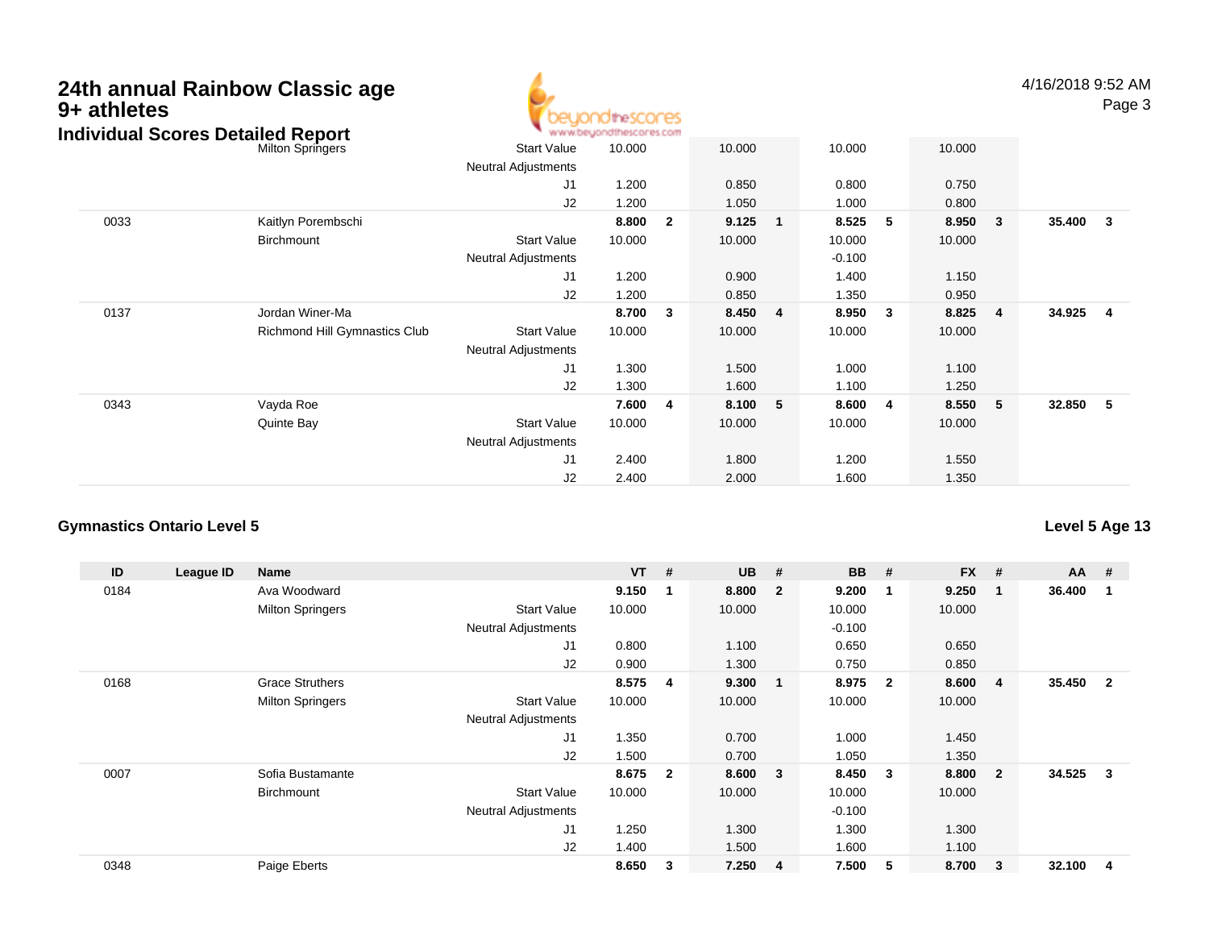# 24th annual Rainbow Classic age 9+ athletes

## Individual Scores Detailed Report

| ID | League ID | Name | | VT | # | UB | # | BB | # | FX | # | AA | # |
|---|---|---|---|---|---|---|---|---|---|---|---|---|---|
| | | Milton Springers | Start Value | 10.000 | | 10.000 | | 10.000 | | 10.000 | | | |
| | | | Neutral Adjustments | | | | | | | | | | |
| | | | J1 | 1.200 | | 0.850 | | 0.800 | | 0.750 | | | |
| | | | J2 | 1.200 | | 1.050 | | 1.000 | | 0.800 | | | |
| 0033 | | Kaitlyn Porembschi | | **8.800** | **2** | **9.125** | **1** | **8.525** | **5** | **8.950** | **3** | **35.400** | **3** |
| | | Birchmount | Start Value | 10.000 | | 10.000 | | 10.000 | | 10.000 | | | |
| | | | Neutral Adjustments | | | | | -0.100 | | | | | |
| | | | J1 | 1.200 | | 0.900 | | 1.400 | | 1.150 | | | |
| | | | J2 | 1.200 | | 0.850 | | 1.350 | | 0.950 | | | |
| 0137 | | Jordan Winer-Ma | | **8.700** | **3** | **8.450** | **4** | **8.950** | **3** | **8.825** | **4** | **34.925** | **4** |
| | | Richmond Hill Gymnastics Club | Start Value | 10.000 | | 10.000 | | 10.000 | | 10.000 | | | |
| | | | Neutral Adjustments | | | | | | | | | | |
| | | | J1 | 1.300 | | 1.500 | | 1.000 | | 1.100 | | | |
| | | | J2 | 1.300 | | 1.600 | | 1.100 | | 1.250 | | | |
| 0343 | | Vayda Roe | | **7.600** | **4** | **8.100** | **5** | **8.600** | **4** | **8.550** | **5** | **32.850** | **5** |
| | | Quinte Bay | Start Value | 10.000 | | 10.000 | | 10.000 | | 10.000 | | | |
| | | | Neutral Adjustments | | | | | | | | | | |
| | | | J1 | 2.400 | | 1.800 | | 1.200 | | 1.550 | | | |
| | | | J2 | 2.400 | | 2.000 | | 1.600 | | 1.350 | | | |

### Gymnastics Ontario Level 5

### Level 5 Age 13

| ID | League ID | Name | | VT | # | UB | # | BB | # | FX | # | AA | # |
|---|---|---|---|---|---|---|---|---|---|---|---|---|---|
| 0184 | | Ava Woodward | | **9.150** | **1** | **8.800** | **2** | **9.200** | **1** | **9.250** | **1** | **36.400** | **1** |
| | | Milton Springers | Start Value | 10.000 | | 10.000 | | 10.000 | | 10.000 | | | |
| | | | Neutral Adjustments | | | | | -0.100 | | | | | |
| | | | J1 | 0.800 | | 1.100 | | 0.650 | | 0.650 | | | |
| | | | J2 | 0.900 | | 1.300 | | 0.750 | | 0.850 | | | |
| 0168 | | Grace Struthers | | **8.575** | **4** | **9.300** | **1** | **8.975** | **2** | **8.600** | **4** | **35.450** | **2** |
| | | Milton Springers | Start Value | 10.000 | | 10.000 | | 10.000 | | 10.000 | | | |
| | | | Neutral Adjustments | | | | | | | | | | |
| | | | J1 | 1.350 | | 0.700 | | 1.000 | | 1.450 | | | |
| | | | J2 | 1.500 | | 0.700 | | 1.050 | | 1.350 | | | |
| 0007 | | Sofia Bustamante | | **8.675** | **2** | **8.600** | **3** | **8.450** | **3** | **8.800** | **2** | **34.525** | **3** |
| | | Birchmount | Start Value | 10.000 | | 10.000 | | 10.000 | | 10.000 | | | |
| | | | Neutral Adjustments | | | | | -0.100 | | | | | |
| | | | J1 | 1.250 | | 1.300 | | 1.300 | | 1.300 | | | |
| | | | J2 | 1.400 | | 1.500 | | 1.600 | | 1.100 | | | |
| 0348 | | Paige Eberts | | **8.650** | **3** | **7.250** | **4** | **7.500** | **5** | **8.700** | **3** | **32.100** | **4** |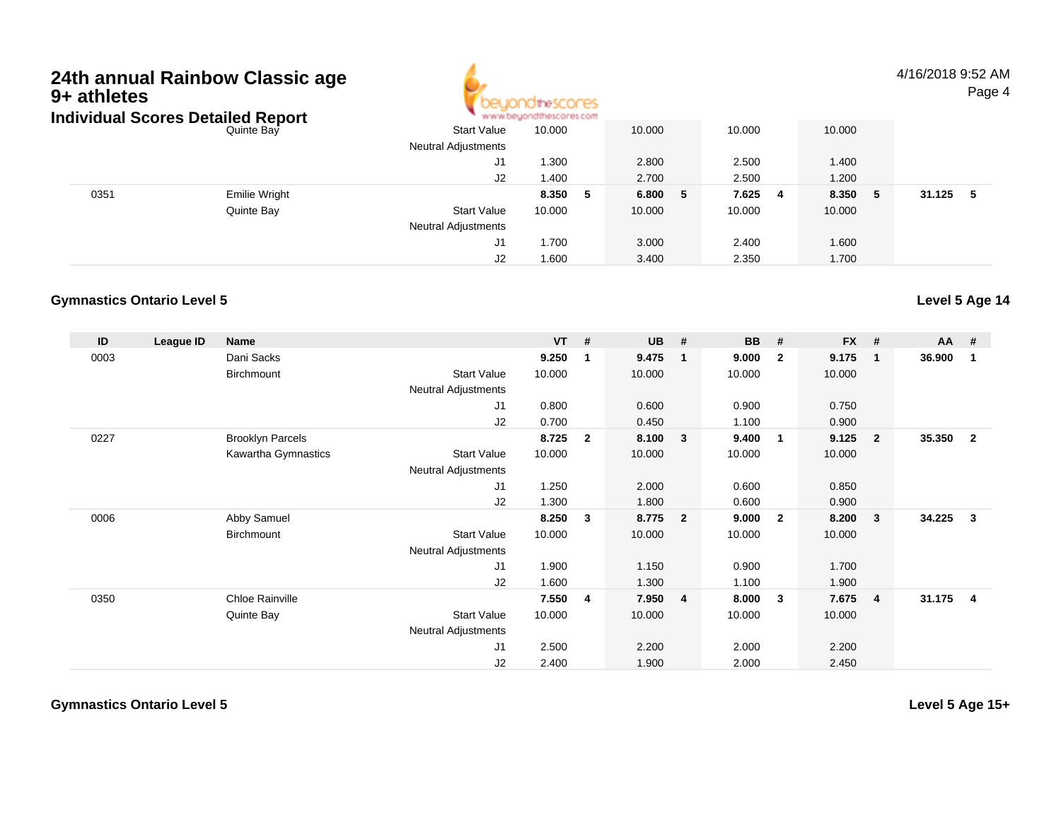# 24th annual Rainbow Classic age 9+ athletes

## Individual Scores Detailed Report

| ID | League ID | Name | | VT | # | UB | # | BB | # | FX | # | AA | # |
|---|---|---|---|---|---|---|---|---|---|---|---|---|---|
| | | Quinte Bay | Start Value | 10.000 | | 10.000 | | 10.000 | | 10.000 | | | |
| | | | Neutral Adjustments | | | | | | | | | | |
| | | | J1 | 1.300 | | 2.800 | | 2.500 | | 1.400 | | | |
| | | | J2 | 1.400 | | 2.700 | | 2.500 | | 1.200 | | | |
| 0351 | | Emilie Wright | | **8.350** | **5** | **6.800** | **5** | **7.625** | **4** | **8.350** | **5** | **31.125** | **5** |
| | | Quinte Bay | Start Value | 10.000 | | 10.000 | | 10.000 | | 10.000 | | | |
| | | | Neutral Adjustments | | | | | | | | | | |
| | | | J1 | 1.700 | | 3.000 | | 2.400 | | 1.600 | | | |
| | | | J2 | 1.600 | | 3.400 | | 2.350 | | 1.700 | | | |

### Gymnastics Ontario Level 5

**Level 5 Age 14**

| ID | League ID | Name | | VT | # | UB | # | BB | # | FX | # | AA | # |
|---|---|---|---|---|---|---|---|---|---|---|---|---|---|
| 0003 | | Dani Sacks | | **9.250** | **1** | **9.475** | **1** | **9.000** | **2** | **9.175** | **1** | **36.900** | **1** |
| | | Birchmount | Start Value | 10.000 | | 10.000 | | 10.000 | | 10.000 | | | |
| | | | Neutral Adjustments | | | | | | | | | | |
| | | | J1 | 0.800 | | 0.600 | | 0.900 | | 0.750 | | | |
| | | | J2 | 0.700 | | 0.450 | | 1.100 | | 0.900 | | | |
| 0227 | | Brooklyn Parcels | | **8.725** | **2** | **8.100** | **3** | **9.400** | **1** | **9.125** | **2** | **35.350** | **2** |
| | | Kawartha Gymnastics | Start Value | 10.000 | | 10.000 | | 10.000 | | 10.000 | | | |
| | | | Neutral Adjustments | | | | | | | | | | |
| | | | J1 | 1.250 | | 2.000 | | 0.600 | | 0.850 | | | |
| | | | J2 | 1.300 | | 1.800 | | 0.600 | | 0.900 | | | |
| 0006 | | Abby Samuel | | **8.250** | **3** | **8.775** | **2** | **9.000** | **2** | **8.200** | **3** | **34.225** | **3** |
| | | Birchmount | Start Value | 10.000 | | 10.000 | | 10.000 | | 10.000 | | | |
| | | | Neutral Adjustments | | | | | | | | | | |
| | | | J1 | 1.900 | | 1.150 | | 0.900 | | 1.700 | | | |
| | | | J2 | 1.600 | | 1.300 | | 1.100 | | 1.900 | | | |
| 0350 | | Chloe Rainville | | **7.550** | **4** | **7.950** | **4** | **8.000** | **3** | **7.675** | **4** | **31.175** | **4** |
| | | Quinte Bay | Start Value | 10.000 | | 10.000 | | 10.000 | | 10.000 | | | |
| | | | Neutral Adjustments | | | | | | | | | | |
| | | | J1 | 2.500 | | 2.200 | | 2.000 | | 2.200 | | | |
| | | | J2 | 2.400 | | 1.900 | | 2.000 | | 2.450 | | | |

### Gymnastics Ontario Level 5

**Level 5 Age 15+**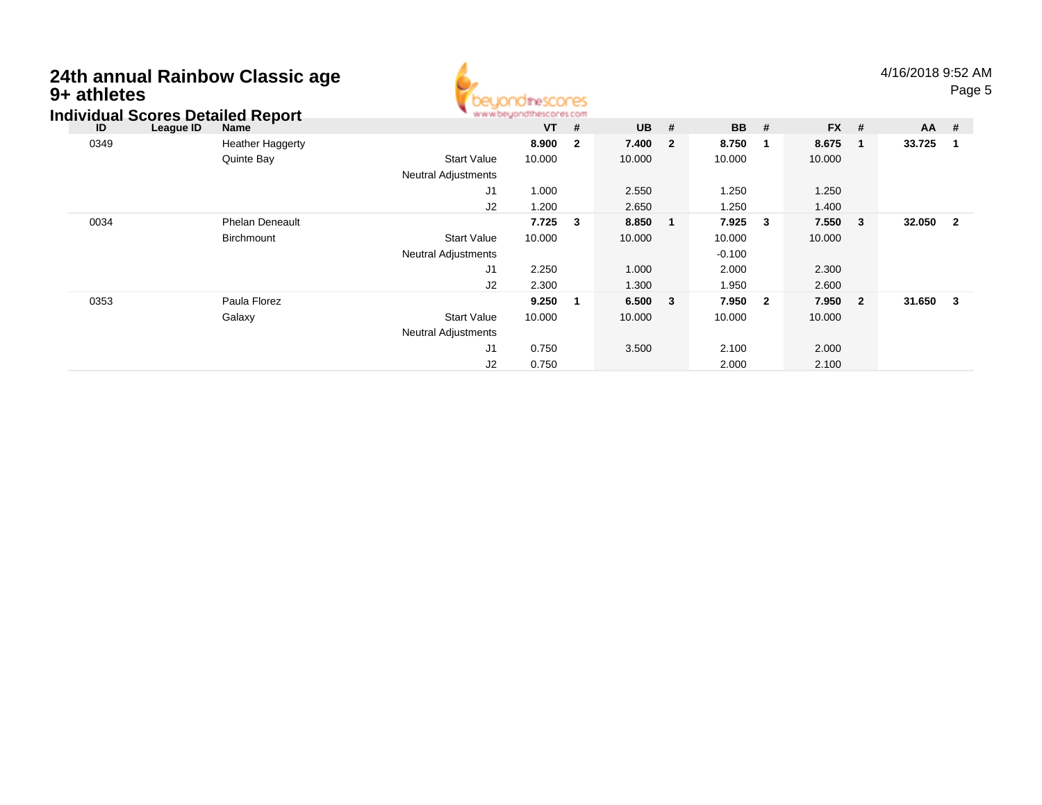# 24th annual Rainbow Classic age 9+ athletes

## Individual Scores Detailed Report

4/16/2018 9:52 AM

| ID | League ID | Name | | VT | # | UB | # | BB | # | FX | # | AA | # |
|---|---|---|---|---|---|---|---|---|---|---|---|---|---|
| 0349 | | Heather Haggerty | | **8.900** | **2** | **7.400** | **2** | **8.750** | **1** | **8.675** | **1** | **33.725** | **1** |
| | | Quinte Bay | Start Value | 10.000 | | 10.000 | | 10.000 | | 10.000 | | | |
| | | | Neutral Adjustments | | | | | | | | | | |
| | | | J1 | 1.000 | | 2.550 | | 1.250 | | 1.250 | | | |
| | | | J2 | 1.200 | | 2.650 | | 1.250 | | 1.400 | | | |
| 0034 | | Phelan Deneault | | **7.725** | **3** | **8.850** | **1** | **7.925** | **3** | **7.550** | **3** | **32.050** | **2** |
| | | Birchmount | Start Value | 10.000 | | 10.000 | | 10.000 | | 10.000 | | | |
| | | | Neutral Adjustments | | | | | -0.100 | | | | | |
| | | | J1 | 2.250 | | 1.000 | | 2.000 | | 2.300 | | | |
| | | | J2 | 2.300 | | 1.300 | | 1.950 | | 2.600 | | | |
| 0353 | | Paula Florez | | **9.250** | **1** | **6.500** | **3** | **7.950** | **2** | **7.950** | **2** | **31.650** | **3** |
| | | Galaxy | Start Value | 10.000 | | 10.000 | | 10.000 | | 10.000 | | | |
| | | | Neutral Adjustments | | | | | | | | | | |
| | | | J1 | 0.750 | | 3.500 | | 2.100 | | 2.000 | | | |
| | | | J2 | 0.750 | | | | 2.000 | | 2.100 | | | |